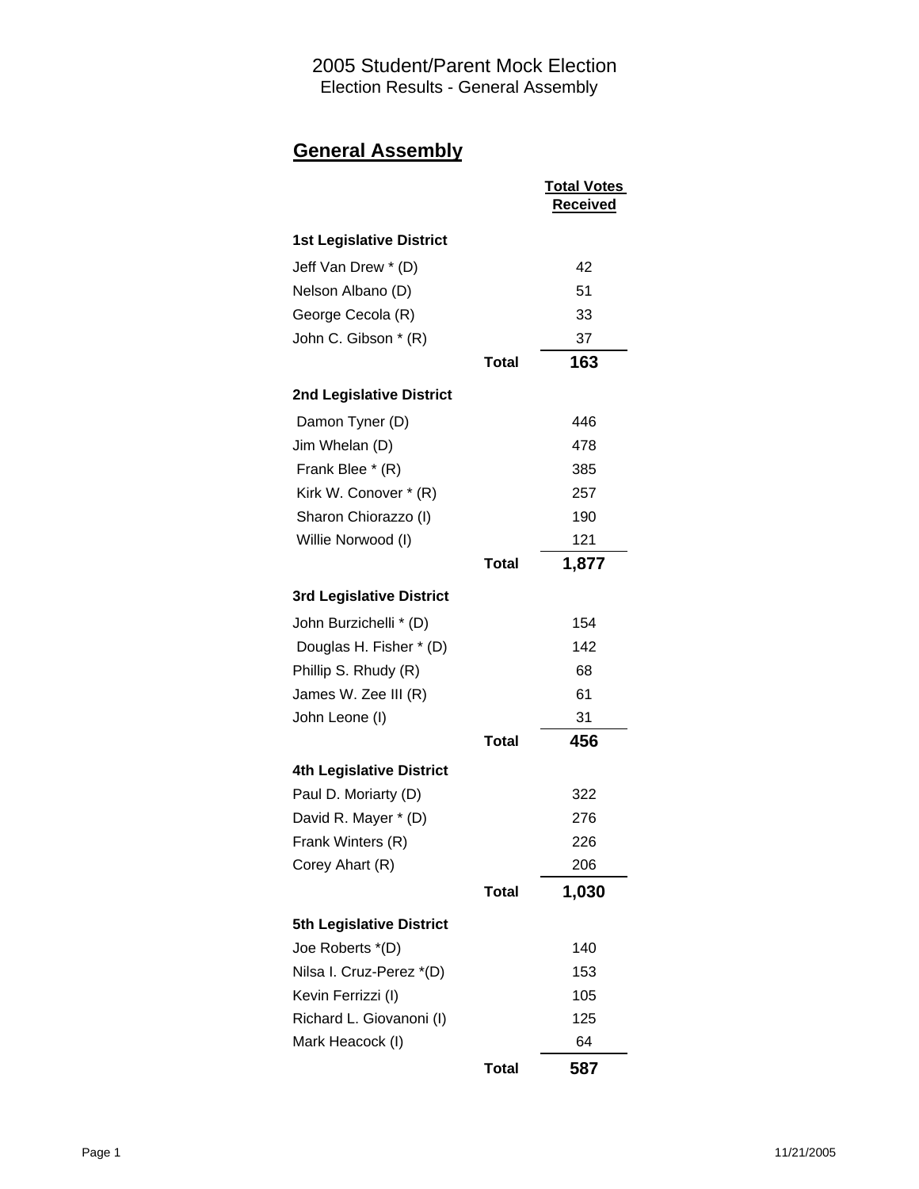# 2005 Student/Parent Mock Election

Election Results - General Assembly

## General Assembly

| | | Total Votes Received |
|---|---|---|
| **1st Legislative District** | | |
| Jeff Van Drew * (D) | | 42 |
| Nelson Albano (D) | | 51 |
| George Cecola (R) | | 33 |
| John C. Gibson * (R) | | 37 |
| | **Total** | **163** |
| **2nd Legislative District** | | |
| Damon Tyner (D) | | 446 |
| Jim Whelan (D) | | 478 |
| Frank Blee * (R) | | 385 |
| Kirk W. Conover * (R) | | 257 |
| Sharon Chiorazzo (I) | | 190 |
| Willie Norwood (I) | | 121 |
| | **Total** | **1,877** |
| **3rd Legislative District** | | |
| John Burzichelli * (D) | | 154 |
| Douglas H. Fisher * (D) | | 142 |
| Phillip S. Rhudy (R) | | 68 |
| James W. Zee III (R) | | 61 |
| John Leone (I) | | 31 |
| | **Total** | **456** |
| **4th Legislative District** | | |
| Paul D. Moriarty (D) | | 322 |
| David R. Mayer * (D) | | 276 |
| Frank Winters (R) | | 226 |
| Corey Ahart (R) | | 206 |
| | **Total** | **1,030** |
| **5th Legislative District** | | |
| Joe Roberts *(D) | | 140 |
| Nilsa I. Cruz-Perez *(D) | | 153 |
| Kevin Ferrizzi (I) | | 105 |
| Richard L. Giovanoni (I) | | 125 |
| Mark Heacock (I) | | 64 |
| | **Total** | **587** |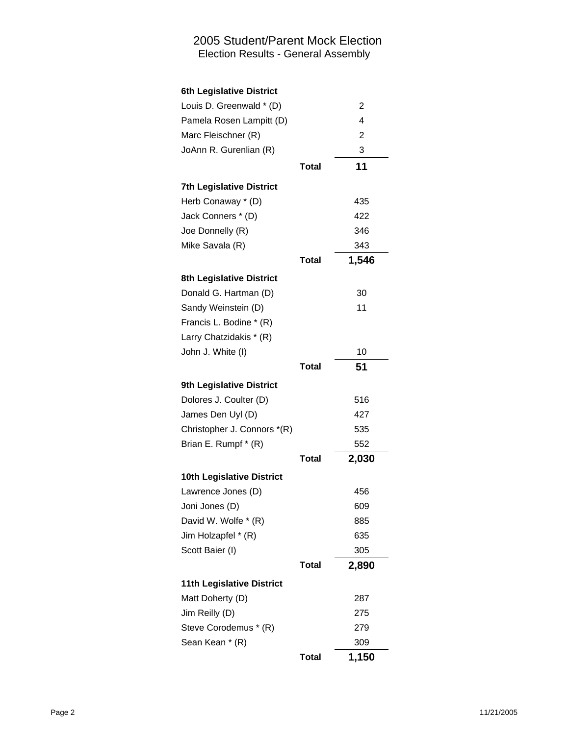# 2005 Student/Parent Mock Election

## Election Results - General Assembly

| 6th Legislative District | |
|---|---|
| Louis D. Greenwald * (D) | 2 |
| Pamela Rosen Lampitt (D) | 4 |
| Marc Fleischner (R) | 2 |
| JoAnn R. Gurenlian (R) | 3 |
| **Total** | **11** |

| 7th Legislative District | |
|---|---|
| Herb Conaway * (D) | 435 |
| Jack Conners * (D) | 422 |
| Joe Donnelly (R) | 346 |
| Mike Savala (R) | 343 |
| **Total** | **1,546** |

| 8th Legislative District | |
|---|---|
| Donald G. Hartman (D) | 30 |
| Sandy Weinstein (D) | 11 |
| Francis L. Bodine * (R) | |
| Larry Chatzidakis * (R) | |
| John J. White (I) | 10 |
| **Total** | **51** |

| 9th Legislative District | |
|---|---|
| Dolores J. Coulter (D) | 516 |
| James Den Uyl (D) | 427 |
| Christopher J. Connors *(R) | 535 |
| Brian E. Rumpf * (R) | 552 |
| **Total** | **2,030** |

| 10th Legislative District | |
|---|---|
| Lawrence Jones (D) | 456 |
| Joni Jones (D) | 609 |
| David W. Wolfe * (R) | 885 |
| Jim Holzapfel * (R) | 635 |
| Scott Baier (I) | 305 |
| **Total** | **2,890** |

| 11th Legislative District | |
|---|---|
| Matt Doherty (D) | 287 |
| Jim Reilly (D) | 275 |
| Steve Corodemus * (R) | 279 |
| Sean Kean * (R) | 309 |
| **Total** | **1,150** |

11/21/2005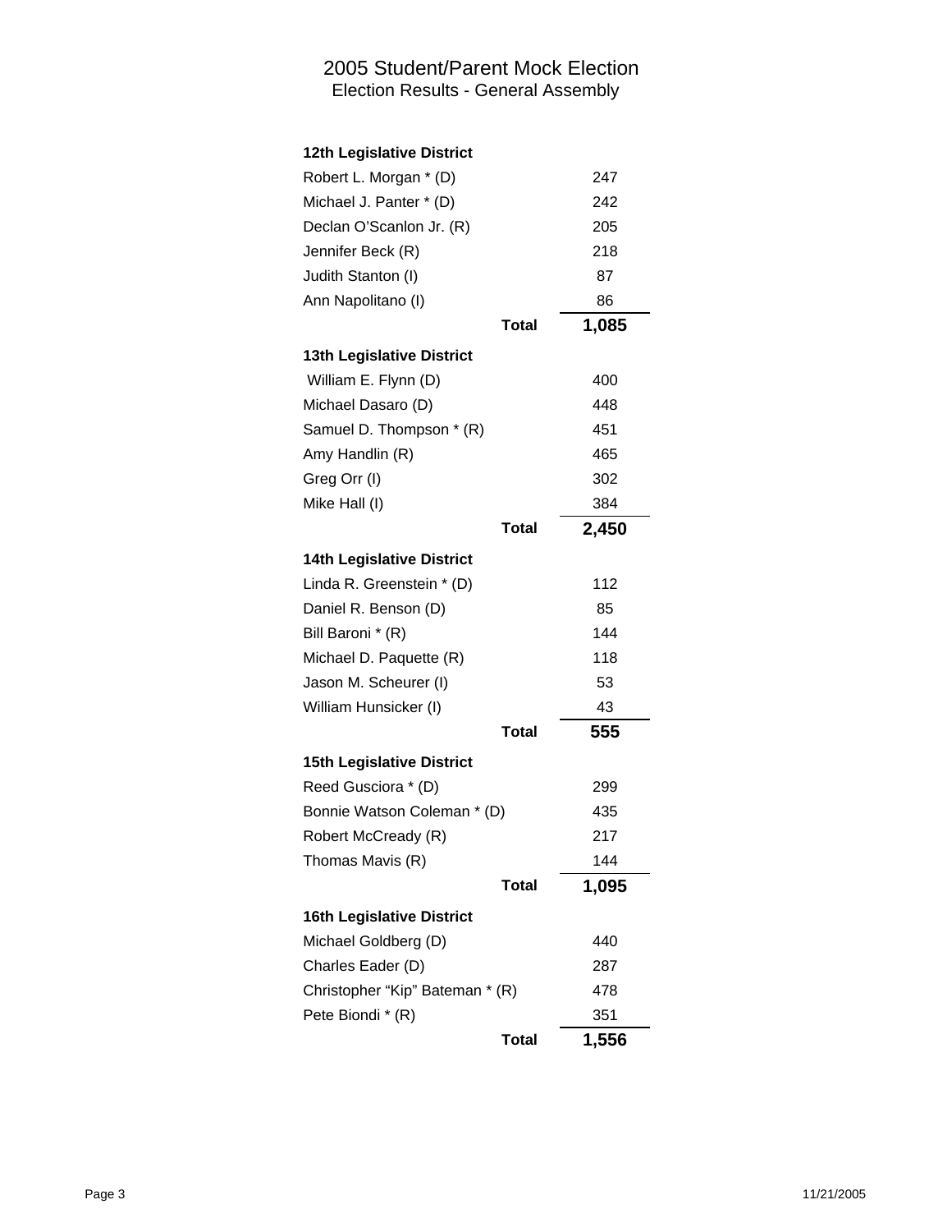# 2005 Student/Parent Mock Election

## Election Results - General Assembly

| 12th Legislative District | |
|---|---|
| Robert L. Morgan * (D) | 247 |
| Michael J. Panter * (D) | 242 |
| Declan O'Scanlon Jr. (R) | 205 |
| Jennifer Beck (R) | 218 |
| Judith Stanton (I) | 87 |
| Ann Napolitano (I) | 86 |
| **Total** | **1,085** |

| 13th Legislative District | |
|---|---|
| William E. Flynn (D) | 400 |
| Michael Dasaro (D) | 448 |
| Samuel D. Thompson * (R) | 451 |
| Amy Handlin (R) | 465 |
| Greg Orr (I) | 302 |
| Mike Hall (I) | 384 |
| **Total** | **2,450** |

| 14th Legislative District | |
|---|---|
| Linda R. Greenstein * (D) | 112 |
| Daniel R. Benson (D) | 85 |
| Bill Baroni * (R) | 144 |
| Michael D. Paquette (R) | 118 |
| Jason M. Scheurer (I) | 53 |
| William Hunsicker (I) | 43 |
| **Total** | **555** |

| 15th Legislative District | |
|---|---|
| Reed Gusciora * (D) | 299 |
| Bonnie Watson Coleman * (D) | 435 |
| Robert McCready (R) | 217 |
| Thomas Mavis (R) | 144 |
| **Total** | **1,095** |

| 16th Legislative District | |
|---|---|
| Michael Goldberg (D) | 440 |
| Charles Eader (D) | 287 |
| Christopher "Kip" Bateman * (R) | 478 |
| Pete Biondi * (R) | 351 |
| **Total** | **1,556** |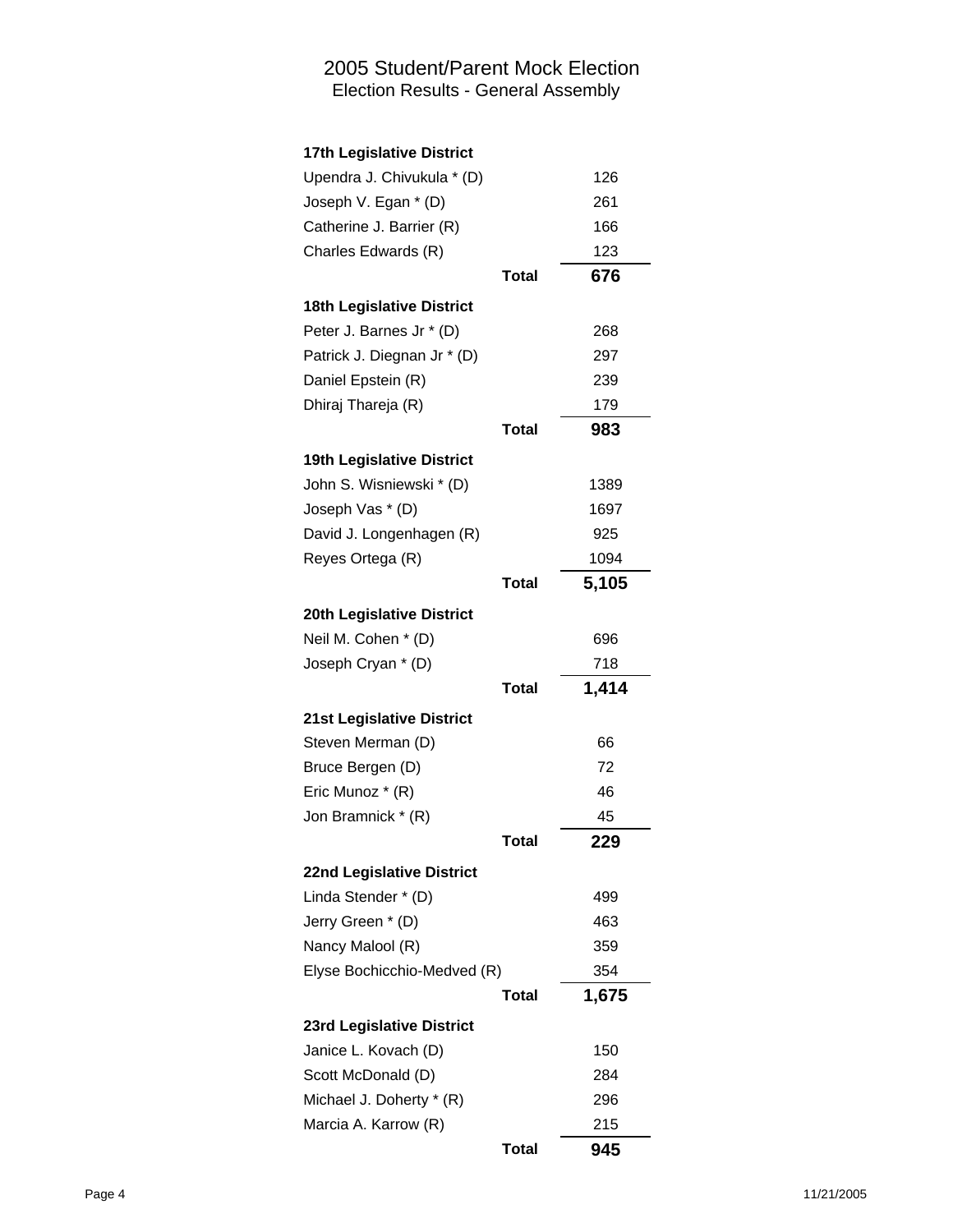# 2005 Student/Parent Mock Election

## Election Results - General Assembly

**17th Legislative District**

| Candidate | Votes |
|---|---|
| Upendra J. Chivukula * (D) | 126 |
| Joseph V. Egan * (D) | 261 |
| Catherine J. Barrier (R) | 166 |
| Charles Edwards (R) | 123 |
| **Total** | **676** |

**18th Legislative District**

| Candidate | Votes |
|---|---|
| Peter J. Barnes Jr * (D) | 268 |
| Patrick J. Diegnan Jr * (D) | 297 |
| Daniel Epstein (R) | 239 |
| Dhiraj Thareja (R) | 179 |
| **Total** | **983** |

**19th Legislative District**

| Candidate | Votes |
|---|---|
| John S. Wisniewski * (D) | 1389 |
| Joseph Vas * (D) | 1697 |
| David J. Longenhagen (R) | 925 |
| Reyes Ortega (R) | 1094 |
| **Total** | **5,105** |

**20th Legislative District**

| Candidate | Votes |
|---|---|
| Neil M. Cohen * (D) | 696 |
| Joseph Cryan * (D) | 718 |
| **Total** | **1,414** |

**21st Legislative District**

| Candidate | Votes |
|---|---|
| Steven Merman (D) | 66 |
| Bruce Bergen (D) | 72 |
| Eric Munoz * (R) | 46 |
| Jon Bramnick * (R) | 45 |
| **Total** | **229** |

**22nd Legislative District**

| Candidate | Votes |
|---|---|
| Linda Stender * (D) | 499 |
| Jerry Green * (D) | 463 |
| Nancy Malool (R) | 359 |
| Elyse Bochicchio-Medved (R) | 354 |
| **Total** | **1,675** |

**23rd Legislative District**

| Candidate | Votes |
|---|---|
| Janice L. Kovach (D) | 150 |
| Scott McDonald (D) | 284 |
| Michael J. Doherty * (R) | 296 |
| Marcia A. Karrow (R) | 215 |
| **Total** | **945** |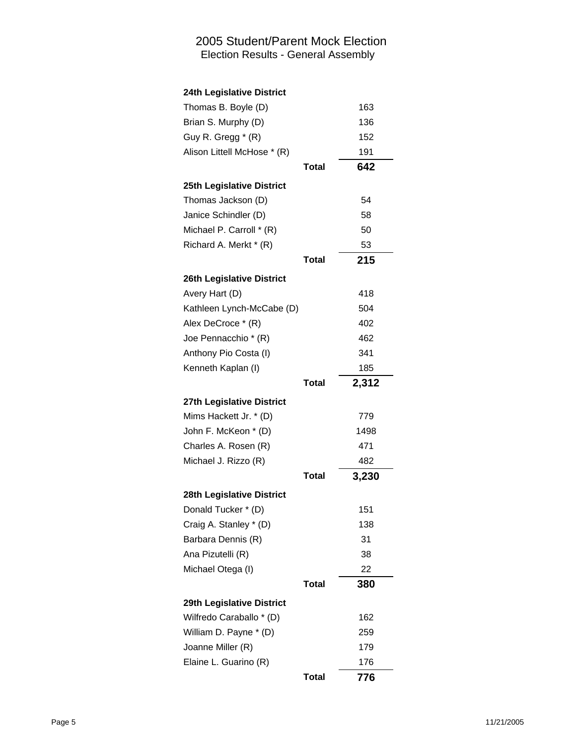# 2005 Student/Parent Mock Election

## Election Results - General Assembly

| 24th Legislative District | |
|---|---|
| Thomas B. Boyle (D) | 163 |
| Brian S. Murphy (D) | 136 |
| Guy R. Gregg * (R) | 152 |
| Alison Littell McHose * (R) | 191 |
| **Total** | **642** |

| 25th Legislative District | |
|---|---|
| Thomas Jackson (D) | 54 |
| Janice Schindler (D) | 58 |
| Michael P. Carroll * (R) | 50 |
| Richard A. Merkt * (R) | 53 |
| **Total** | **215** |

| 26th Legislative District | |
|---|---|
| Avery Hart (D) | 418 |
| Kathleen Lynch-McCabe (D) | 504 |
| Alex DeCroce * (R) | 402 |
| Joe Pennacchio * (R) | 462 |
| Anthony Pio Costa (I) | 341 |
| Kenneth Kaplan (I) | 185 |
| **Total** | **2,312** |

| 27th Legislative District | |
|---|---|
| Mims Hackett Jr. * (D) | 779 |
| John F. McKeon * (D) | 1498 |
| Charles A. Rosen (R) | 471 |
| Michael J. Rizzo (R) | 482 |
| **Total** | **3,230** |

| 28th Legislative District | |
|---|---|
| Donald Tucker * (D) | 151 |
| Craig A. Stanley * (D) | 138 |
| Barbara Dennis (R) | 31 |
| Ana Pizutelli (R) | 38 |
| Michael Otega (I) | 22 |
| **Total** | **380** |

| 29th Legislative District | |
|---|---|
| Wilfredo Caraballo * (D) | 162 |
| William D. Payne * (D) | 259 |
| Joanne Miller (R) | 179 |
| Elaine L. Guarino (R) | 176 |
| **Total** | **776** |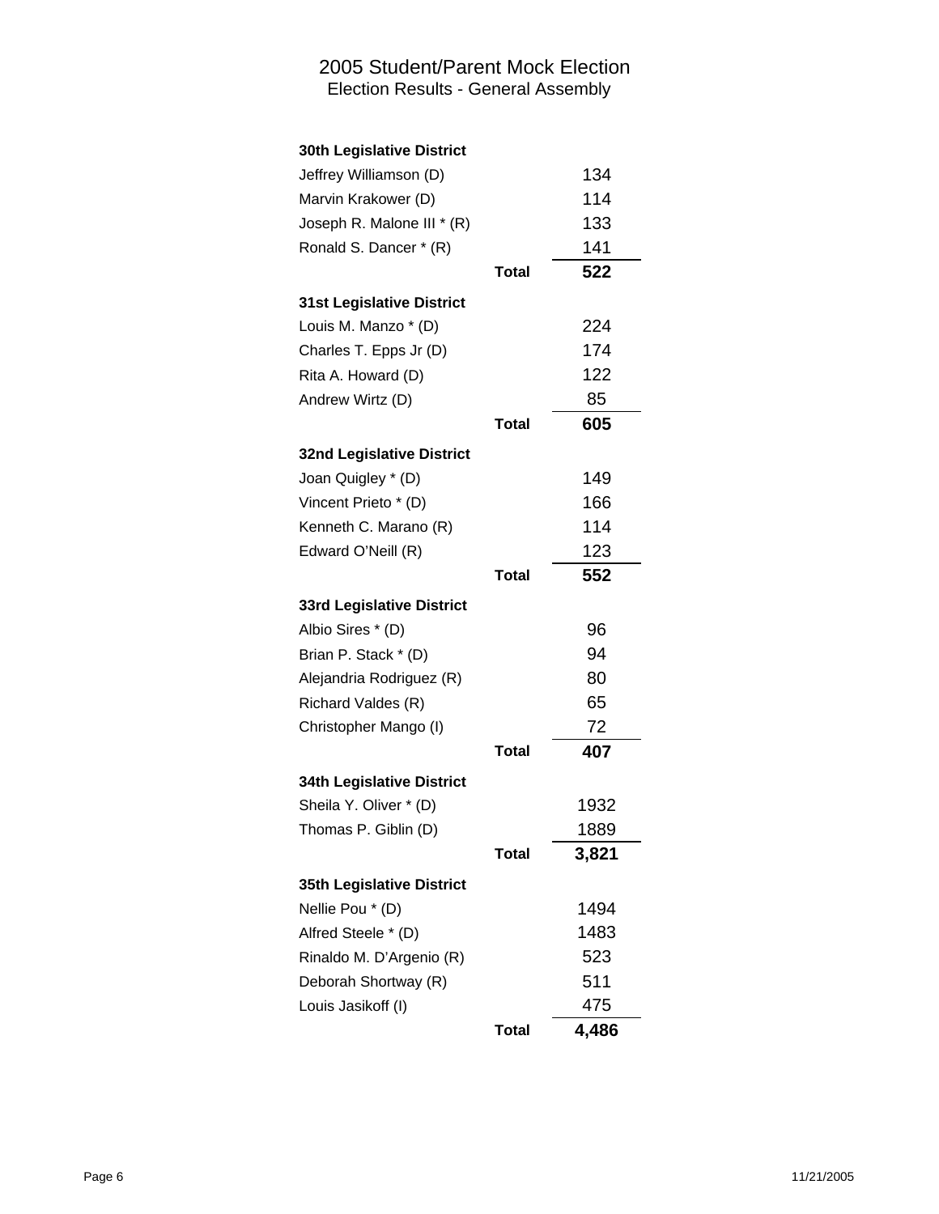# 2005 Student/Parent Mock Election

## Election Results - General Assembly

| **30th Legislative District** | | |
|---|---|---|
| Jeffrey Williamson (D) | | 134 |
| Marvin Krakower (D) | | 114 |
| Joseph R. Malone III * (R) | | 133 |
| Ronald S. Dancer * (R) | | 141 |
| | **Total** | **522** |
| **31st Legislative District** | | |
| Louis M. Manzo * (D) | | 224 |
| Charles T. Epps Jr (D) | | 174 |
| Rita A. Howard (D) | | 122 |
| Andrew Wirtz (D) | | 85 |
| | **Total** | **605** |
| **32nd Legislative District** | | |
| Joan Quigley * (D) | | 149 |
| Vincent Prieto * (D) | | 166 |
| Kenneth C. Marano (R) | | 114 |
| Edward O'Neill (R) | | 123 |
| | **Total** | **552** |
| **33rd Legislative District** | | |
| Albio Sires * (D) | | 96 |
| Brian P. Stack * (D) | | 94 |
| Alejandria Rodriguez (R) | | 80 |
| Richard Valdes (R) | | 65 |
| Christopher Mango (I) | | 72 |
| | **Total** | **407** |
| **34th Legislative District** | | |
| Sheila Y. Oliver * (D) | | 1932 |
| Thomas P. Giblin (D) | | 1889 |
| | **Total** | **3,821** |
| **35th Legislative District** | | |
| Nellie Pou * (D) | | 1494 |
| Alfred Steele * (D) | | 1483 |
| Rinaldo M. D'Argenio (R) | | 523 |
| Deborah Shortway (R) | | 511 |
| Louis Jasikoff (I) | | 475 |
| | **Total** | **4,486** |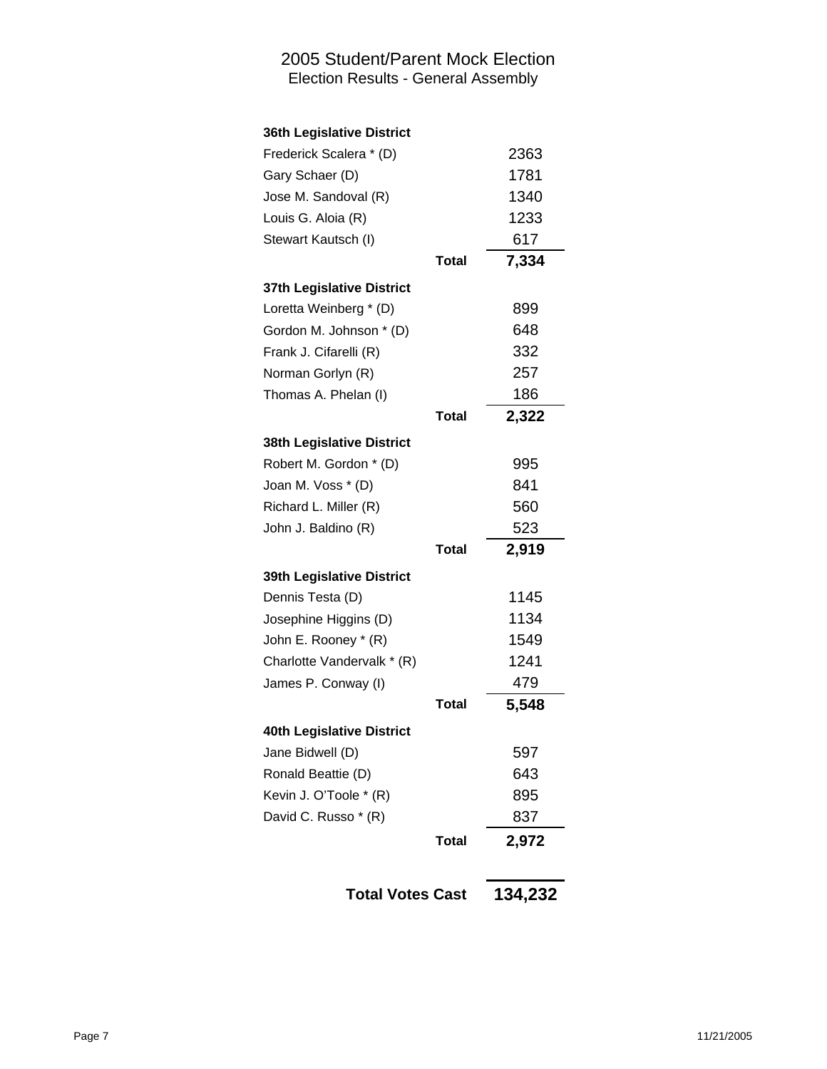# 2005 Student/Parent Mock Election

## Election Results - General Assembly

| | | |
|---|---|---|
| **36th Legislative District** | | |
| Frederick Scalera * (D) | | 2363 |
| Gary Schaer (D) | | 1781 |
| Jose M. Sandoval (R) | | 1340 |
| Louis G. Aloia (R) | | 1233 |
| Stewart Kautsch (I) | | 617 |
| | **Total** | **7,334** |
| **37th Legislative District** | | |
| Loretta Weinberg * (D) | | 899 |
| Gordon M. Johnson * (D) | | 648 |
| Frank J. Cifarelli (R) | | 332 |
| Norman Gorlyn (R) | | 257 |
| Thomas A. Phelan (I) | | 186 |
| | **Total** | **2,322** |
| **38th Legislative District** | | |
| Robert M. Gordon * (D) | | 995 |
| Joan M. Voss * (D) | | 841 |
| Richard L. Miller (R) | | 560 |
| John J. Baldino (R) | | 523 |
| | **Total** | **2,919** |
| **39th Legislative District** | | |
| Dennis Testa (D) | | 1145 |
| Josephine Higgins (D) | | 1134 |
| John E. Rooney * (R) | | 1549 |
| Charlotte Vandervalk * (R) | | 1241 |
| James P. Conway (I) | | 479 |
| | **Total** | **5,548** |
| **40th Legislative District** | | |
| Jane Bidwell (D) | | 597 |
| Ronald Beattie (D) | | 643 |
| Kevin J. O'Toole * (R) | | 895 |
| David C. Russo * (R) | | 837 |
| | **Total** | **2,972** |
| | **Total Votes Cast** | **134,232** |

11/21/2005